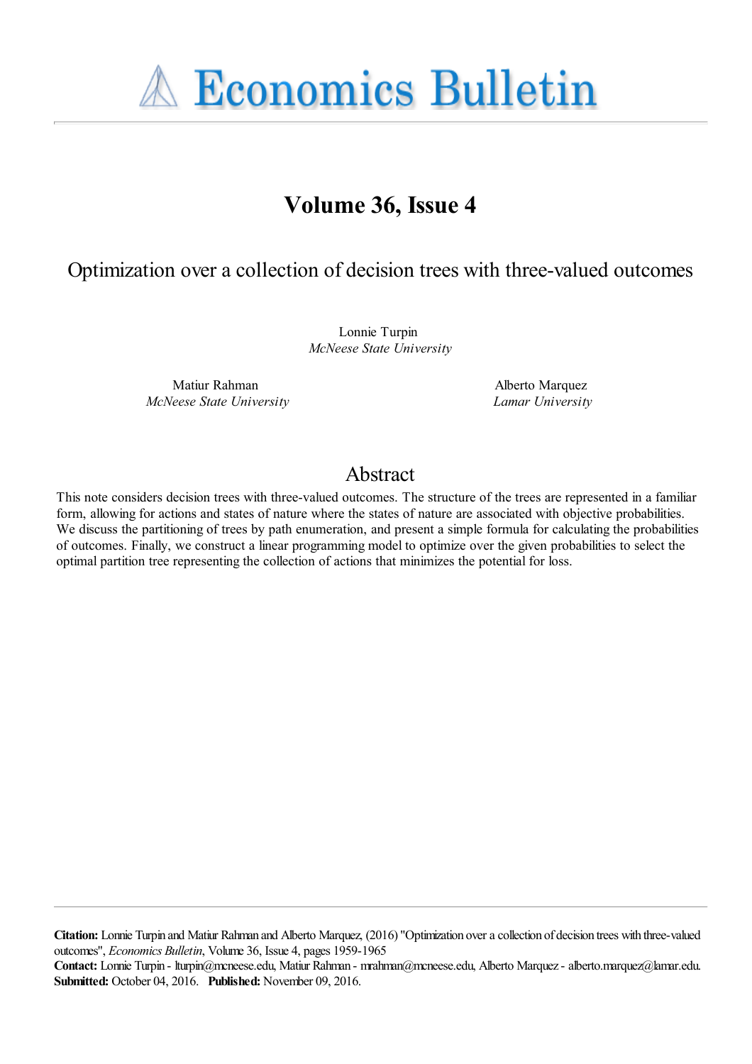# Economics Bulletin

## Volume 36, Issue 4

## Optimization over a collection of decision trees with three-valued outcomes

Lonnie Turpin
*McNeese State University*

Matiur Rahman
*McNeese State University*

Alberto Marquez
*Lamar University*

## Abstract

This note considers decision trees with three-valued outcomes. The structure of the trees are represented in a familiar form, allowing for actions and states of nature where the states of nature are associated with objective probabilities. We discuss the partitioning of trees by path enumeration, and present a simple formula for calculating the probabilities of outcomes. Finally, we construct a linear programming model to optimize over the given probabilities to select the optimal partition tree representing the collection of actions that minimizes the potential for loss.

**Citation:** Lonnie Turpin and Matiur Rahman and Alberto Marquez, (2016) "Optimization over a collection of decision trees with three-valued outcomes", *Economics Bulletin*, Volume 36, Issue 4, pages 1959-1965
**Contact:** Lonnie Turpin - lturpin@mcneese.edu, Matiur Rahman - mrahman@mcneese.edu, Alberto Marquez - alberto.marquez@lamar.edu.
**Submitted:** October 04, 2016. **Published:** November 09, 2016.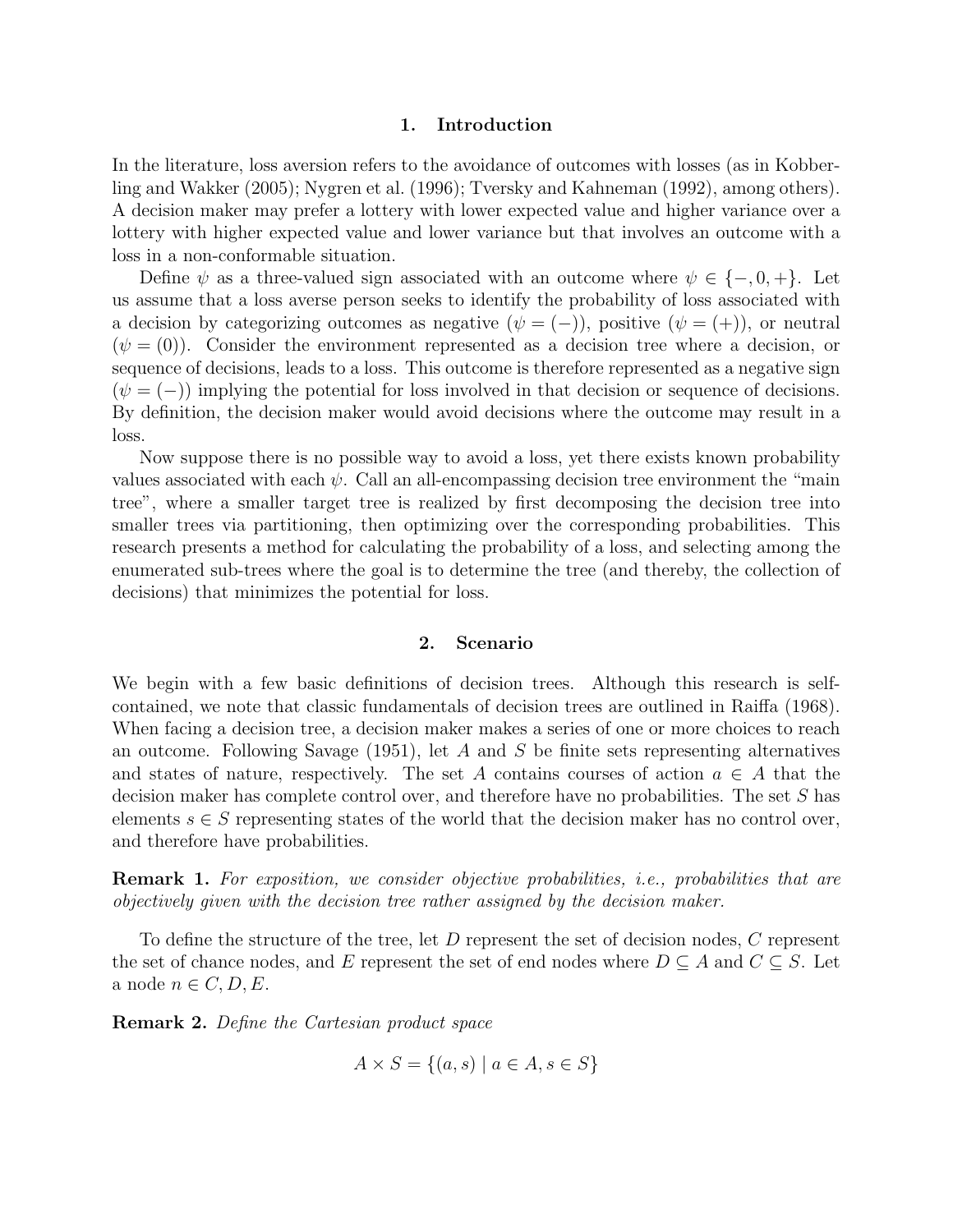## 1. Introduction

In the literature, loss aversion refers to the avoidance of outcomes with losses (as in Kobberling and Wakker (2005); Nygren et al. (1996); Tversky and Kahneman (1992), among others). A decision maker may prefer a lottery with lower expected value and higher variance over a lottery with higher expected value and lower variance but that involves an outcome with a loss in a non-conformable situation.

Define $\psi$ as a three-valued sign associated with an outcome where $\psi \in \{-, 0, +\}$. Let us assume that a loss averse person seeks to identify the probability of loss associated with a decision by categorizing outcomes as negative ($\psi = (-)$), positive ($\psi = (+)$), or neutral ($\psi = (0)$). Consider the environment represented as a decision tree where a decision, or sequence of decisions, leads to a loss. This outcome is therefore represented as a negative sign ($\psi = (-)$) implying the potential for loss involved in that decision or sequence of decisions. By definition, the decision maker would avoid decisions where the outcome may result in a loss.

Now suppose there is no possible way to avoid a loss, yet there exists known probability values associated with each $\psi$. Call an all-encompassing decision tree environment the "main tree", where a smaller target tree is realized by first decomposing the decision tree into smaller trees via partitioning, then optimizing over the corresponding probabilities. This research presents a method for calculating the probability of a loss, and selecting among the enumerated sub-trees where the goal is to determine the tree (and thereby, the collection of decisions) that minimizes the potential for loss.

## 2. Scenario

We begin with a few basic definitions of decision trees. Although this research is self-contained, we note that classic fundamentals of decision trees are outlined in Raiffa (1968). When facing a decision tree, a decision maker makes a series of one or more choices to reach an outcome. Following Savage (1951), let $A$ and $S$ be finite sets representing alternatives and states of nature, respectively. The set $A$ contains courses of action $a \in A$ that the decision maker has complete control over, and therefore have no probabilities. The set $S$ has elements $s \in S$ representing states of the world that the decision maker has no control over, and therefore have probabilities.

**Remark 1.** *For exposition, we consider objective probabilities, i.e., probabilities that are objectively given with the decision tree rather assigned by the decision maker.*

To define the structure of the tree, let $D$ represent the set of decision nodes, $C$ represent the set of chance nodes, and $E$ represent the set of end nodes where $D \subseteq A$ and $C \subseteq S$. Let a node $n \in C, D, E$.

**Remark 2.** *Define the Cartesian product space*

$$A \times S = \{(a, s) \mid a \in A, s \in S\}$$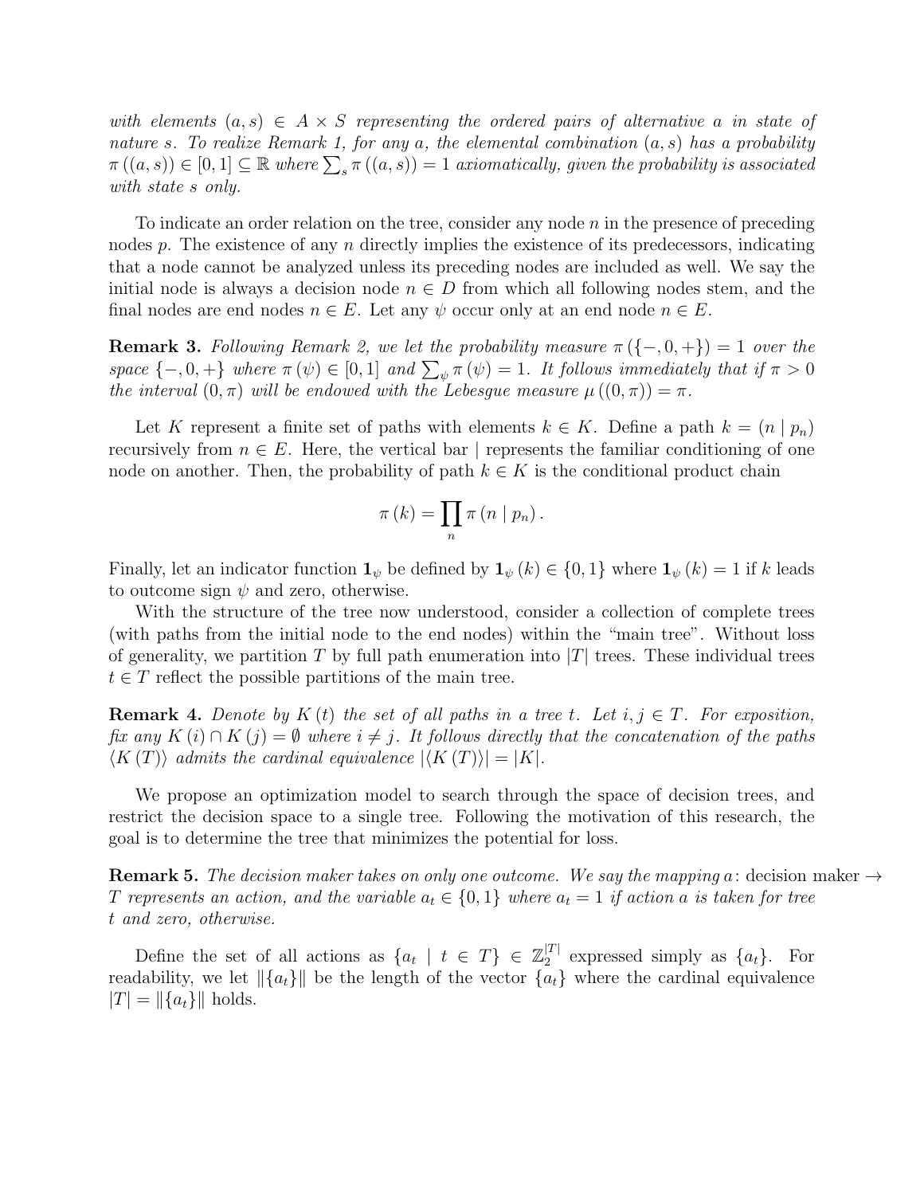*with elements $(a, s) \in A \times S$ representing the ordered pairs of alternative $a$ in state of nature $s$. To realize Remark 1, for any $a$, the elemental combination $(a, s)$ has a probability $\pi((a, s)) \in [0, 1] \subseteq \mathbb{R}$ where $\sum_s \pi((a, s)) = 1$ axiomatically, given the probability is associated with state $s$ only.*

To indicate an order relation on the tree, consider any node $n$ in the presence of preceding nodes $p$. The existence of any $n$ directly implies the existence of its predecessors, indicating that a node cannot be analyzed unless its preceding nodes are included as well. We say the initial node is always a decision node $n \in D$ from which all following nodes stem, and the final nodes are end nodes $n \in E$. Let any $\psi$ occur only at an end node $n \in E$.

**Remark 3.** *Following Remark 2, we let the probability measure $\pi(\{-, 0, +\}) = 1$ over the space $\{-, 0, +\}$ where $\pi(\psi) \in [0, 1]$ and $\sum_\psi \pi(\psi) = 1$. It follows immediately that if $\pi > 0$ the interval $(0, \pi)$ will be endowed with the Lebesgue measure $\mu((0, \pi)) = \pi$.*

Let $K$ represent a finite set of paths with elements $k \in K$. Define a path $k = (n \mid p_n)$ recursively from $n \in E$. Here, the vertical bar $\mid$ represents the familiar conditioning of one node on another. Then, the probability of path $k \in K$ is the conditional product chain

$$\pi(k) = \prod_n \pi(n \mid p_n).$$

Finally, let an indicator function $\mathbf{1}_\psi$ be defined by $\mathbf{1}_\psi(k) \in \{0, 1\}$ where $\mathbf{1}_\psi(k) = 1$ if $k$ leads to outcome sign $\psi$ and zero, otherwise.

With the structure of the tree now understood, consider a collection of complete trees (with paths from the initial node to the end nodes) within the "main tree". Without loss of generality, we partition $T$ by full path enumeration into $|T|$ trees. These individual trees $t \in T$ reflect the possible partitions of the main tree.

**Remark 4.** *Denote by $K(t)$ the set of all paths in a tree $t$. Let $i, j \in T$. For exposition, fix any $K(i) \cap K(j) = \emptyset$ where $i \neq j$. It follows directly that the concatenation of the paths $\langle K(T) \rangle$ admits the cardinal equivalence $|\langle K(T) \rangle| = |K|$.*

We propose an optimization model to search through the space of decision trees, and restrict the decision space to a single tree. Following the motivation of this research, the goal is to determine the tree that minimizes the potential for loss.

**Remark 5.** *The decision maker takes on only one outcome. We say the mapping $a\colon \text{decision maker} \to T$ represents an action, and the variable $a_t \in \{0, 1\}$ where $a_t = 1$ if action $a$ is taken for tree $t$ and zero, otherwise.*

Define the set of all actions as $\{a_t \mid t \in T\} \in \mathbb{Z}_2^{|T|}$ expressed simply as $\{a_t\}$. For readability, we let $\|\{a_t\}\|$ be the length of the vector $\{a_t\}$ where the cardinal equivalence $|T| = \|\{a_t\}\|$ holds.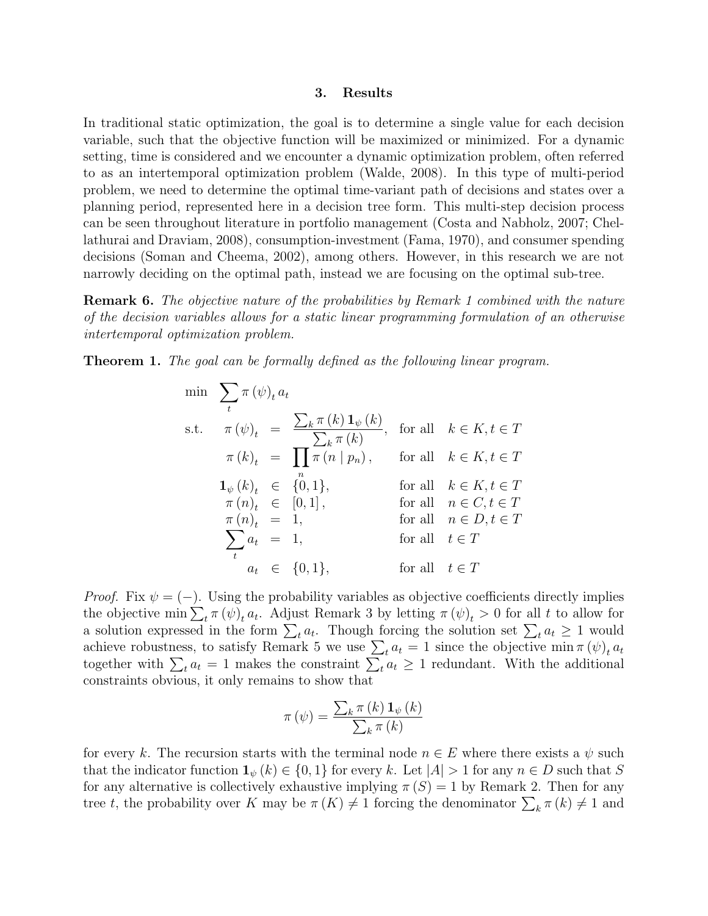## 3. Results

In traditional static optimization, the goal is to determine a single value for each decision variable, such that the objective function will be maximized or minimized. For a dynamic setting, time is considered and we encounter a dynamic optimization problem, often referred to as an intertemporal optimization problem (Walde, 2008). In this type of multi-period problem, we need to determine the optimal time-variant path of decisions and states over a planning period, represented here in a decision tree form. This multi-step decision process can be seen throughout literature in portfolio management (Costa and Nabholz, 2007; Chellathurai and Draviam, 2008), consumption-investment (Fama, 1970), and consumer spending decisions (Soman and Cheema, 2002), among others. However, in this research we are not narrowly deciding on the optimal path, instead we are focusing on the optimal sub-tree.

**Remark 6.** *The objective nature of the probabilities by Remark 1 combined with the nature of the decision variables allows for a static linear programming formulation of an otherwise intertemporal optimization problem.*

**Theorem 1.** *The goal can be formally defined as the following linear program.*

$$
\begin{aligned}
\min \quad & \sum_t \pi(\psi)_t \, a_t \\
\text{s.t.} \quad \pi(\psi)_t &= \frac{\sum_k \pi(k) \, \mathbf{1}_\psi(k)}{\sum_k \pi(k)}, && \text{for all} \quad k \in K, t \in T \\
\pi(k)_t &= \prod_n \pi(n \mid p_n), && \text{for all} \quad k \in K, t \in T \\
\mathbf{1}_\psi(k)_t &\in \{0, 1\}, && \text{for all} \quad k \in K, t \in T \\
\pi(n)_t &\in [0, 1], && \text{for all} \quad n \in C, t \in T \\
\pi(n)_t &= 1, && \text{for all} \quad n \in D, t \in T \\
\sum_t a_t &= 1, && \text{for all} \quad t \in T \\
a_t &\in \{0, 1\}, && \text{for all} \quad t \in T
\end{aligned}
$$

*Proof.* Fix $\psi = (-)$. Using the probability variables as objective coefficients directly implies the objective $\min \sum_t \pi(\psi)_t a_t$. Adjust Remark 3 by letting $\pi(\psi)_t > 0$ for all $t$ to allow for a solution expressed in the form $\sum_t a_t$. Though forcing the solution set $\sum_t a_t \geq 1$ would achieve robustness, to satisfy Remark 5 we use $\sum_t a_t = 1$ since the objective $\min \pi(\psi)_t a_t$ together with $\sum_t a_t = 1$ makes the constraint $\sum_t a_t \geq 1$ redundant. With the additional constraints obvious, it only remains to show that

$$
\pi(\psi) = \frac{\sum_k \pi(k) \, \mathbf{1}_\psi(k)}{\sum_k \pi(k)}
$$

for every $k$. The recursion starts with the terminal node $n \in E$ where there exists a $\psi$ such that the indicator function $\mathbf{1}_\psi(k) \in \{0, 1\}$ for every $k$. Let $|A| > 1$ for any $n \in D$ such that $S$ for any alternative is collectively exhaustive implying $\pi(S) = 1$ by Remark 2. Then for any tree $t$, the probability over $K$ may be $\pi(K) \neq 1$ forcing the denominator $\sum_k \pi(k) \neq 1$ and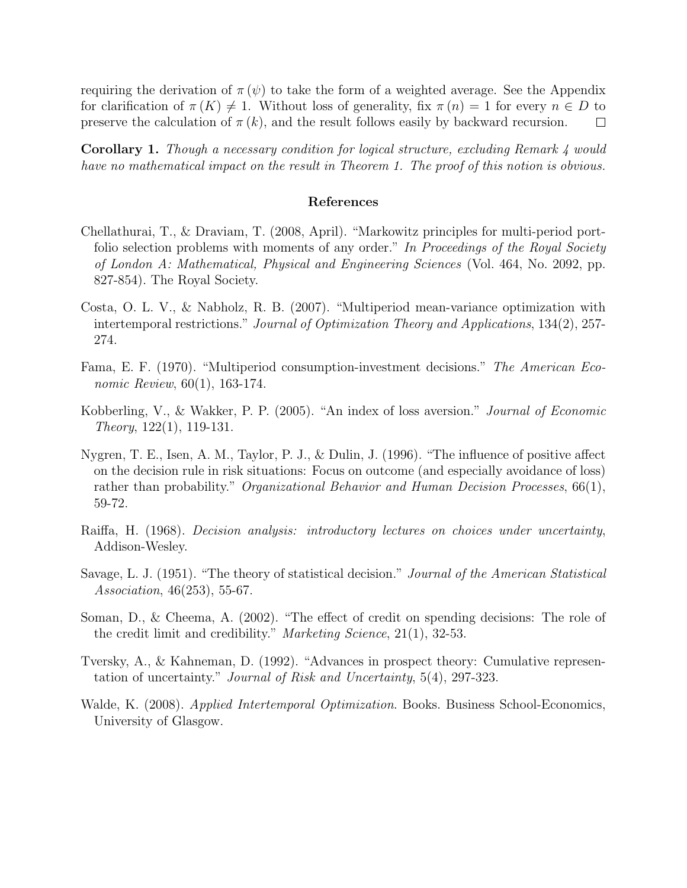requiring the derivation of $\pi(\psi)$ to take the form of a weighted average. See the Appendix for clarification of $\pi(K) \neq 1$. Without loss of generality, fix $\pi(n) = 1$ for every $n \in D$ to preserve the calculation of $\pi(k)$, and the result follows easily by backward recursion. □

**Corollary 1.** *Though a necessary condition for logical structure, excluding Remark 4 would have no mathematical impact on the result in Theorem 1. The proof of this notion is obvious.*

## References

Chellathurai, T., & Draviam, T. (2008, April). "Markowitz principles for multi-period portfolio selection problems with moments of any order." *In Proceedings of the Royal Society of London A: Mathematical, Physical and Engineering Sciences* (Vol. 464, No. 2092, pp. 827-854). The Royal Society.

Costa, O. L. V., & Nabholz, R. B. (2007). "Multiperiod mean-variance optimization with intertemporal restrictions." *Journal of Optimization Theory and Applications*, 134(2), 257-274.

Fama, E. F. (1970). "Multiperiod consumption-investment decisions." *The American Economic Review*, 60(1), 163-174.

Kobberling, V., & Wakker, P. P. (2005). "An index of loss aversion." *Journal of Economic Theory*, 122(1), 119-131.

Nygren, T. E., Isen, A. M., Taylor, P. J., & Dulin, J. (1996). "The influence of positive affect on the decision rule in risk situations: Focus on outcome (and especially avoidance of loss) rather than probability." *Organizational Behavior and Human Decision Processes*, 66(1), 59-72.

Raiffa, H. (1968). *Decision analysis: introductory lectures on choices under uncertainty*, Addison-Wesley.

Savage, L. J. (1951). "The theory of statistical decision." *Journal of the American Statistical Association*, 46(253), 55-67.

Soman, D., & Cheema, A. (2002). "The effect of credit on spending decisions: The role of the credit limit and credibility." *Marketing Science*, 21(1), 32-53.

Tversky, A., & Kahneman, D. (1992). "Advances in prospect theory: Cumulative representation of uncertainty." *Journal of Risk and Uncertainty*, 5(4), 297-323.

Walde, K. (2008). *Applied Intertemporal Optimization*. Books. Business School-Economics, University of Glasgow.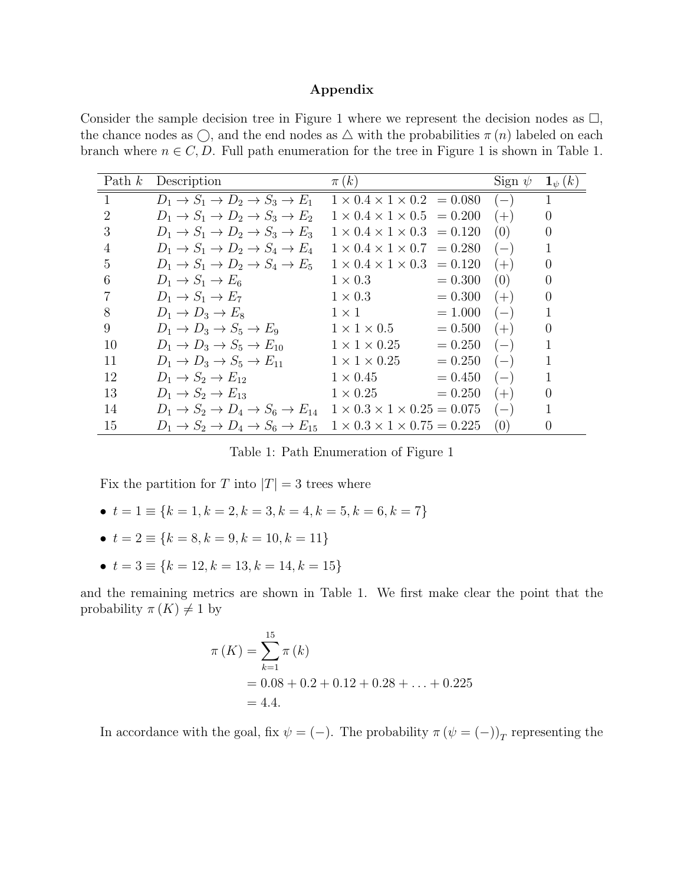# Appendix

Consider the sample decision tree in Figure 1 where we represent the decision nodes as $\square$, the chance nodes as $\bigcirc$, and the end nodes as $\triangle$ with the probabilities $\pi(n)$ labeled on each branch where $n \in C, D$. Full path enumeration for the tree in Figure 1 is shown in Table 1.

| Path $k$ | Description | $\pi(k)$ | Sign $\psi$ | $\mathbf{1}_{\psi}(k)$ |
|---|---|---|---|---|
| 1 | $D_1 \to S_1 \to D_2 \to S_3 \to E_1$ | $1 \times 0.4 \times 1 \times 0.2 = 0.080$ | $(-)$ | 1 |
| 2 | $D_1 \to S_1 \to D_2 \to S_3 \to E_2$ | $1 \times 0.4 \times 1 \times 0.5 = 0.200$ | $(+)$ | 0 |
| 3 | $D_1 \to S_1 \to D_2 \to S_3 \to E_3$ | $1 \times 0.4 \times 1 \times 0.3 = 0.120$ | $(0)$ | 0 |
| 4 | $D_1 \to S_1 \to D_2 \to S_4 \to E_4$ | $1 \times 0.4 \times 1 \times 0.7 = 0.280$ | $(-)$ | 1 |
| 5 | $D_1 \to S_1 \to D_2 \to S_4 \to E_5$ | $1 \times 0.4 \times 1 \times 0.3 = 0.120$ | $(+)$ | 0 |
| 6 | $D_1 \to S_1 \to E_6$ | $1 \times 0.3 = 0.300$ | $(0)$ | 0 |
| 7 | $D_1 \to S_1 \to E_7$ | $1 \times 0.3 = 0.300$ | $(+)$ | 0 |
| 8 | $D_1 \to D_3 \to E_8$ | $1 \times 1 = 1.000$ | $(-)$ | 1 |
| 9 | $D_1 \to D_3 \to S_5 \to E_9$ | $1 \times 1 \times 0.5 = 0.500$ | $(+)$ | 0 |
| 10 | $D_1 \to D_3 \to S_5 \to E_{10}$ | $1 \times 1 \times 0.25 = 0.250$ | $(-)$ | 1 |
| 11 | $D_1 \to D_3 \to S_5 \to E_{11}$ | $1 \times 1 \times 0.25 = 0.250$ | $(-)$ | 1 |
| 12 | $D_1 \to S_2 \to E_{12}$ | $1 \times 0.45 = 0.450$ | $(-)$ | 1 |
| 13 | $D_1 \to S_2 \to E_{13}$ | $1 \times 0.25 = 0.250$ | $(+)$ | 0 |
| 14 | $D_1 \to S_2 \to D_4 \to S_6 \to E_{14}$ | $1 \times 0.3 \times 1 \times 0.25 = 0.075$ | $(-)$ | 1 |
| 15 | $D_1 \to S_2 \to D_4 \to S_6 \to E_{15}$ | $1 \times 0.3 \times 1 \times 0.75 = 0.225$ | $(0)$ | 0 |

Table 1: Path Enumeration of Figure 1

Fix the partition for $T$ into $|T| = 3$ trees where

- $t = 1 \equiv \{k = 1, k = 2, k = 3, k = 4, k = 5, k = 6, k = 7\}$
- $t = 2 \equiv \{k = 8, k = 9, k = 10, k = 11\}$
- $t = 3 \equiv \{k = 12, k = 13, k = 14, k = 15\}$

and the remaining metrics are shown in Table 1. We first make clear the point that the probability $\pi(K) \neq 1$ by

$$\begin{aligned}
\pi(K) &= \sum_{k=1}^{15} \pi(k) \\
&= 0.08 + 0.2 + 0.12 + 0.28 + \ldots + 0.225 \\
&= 4.4.
\end{aligned}$$

In accordance with the goal, fix $\psi = (-)$. The probability $\pi(\psi = (-))_T$ representing the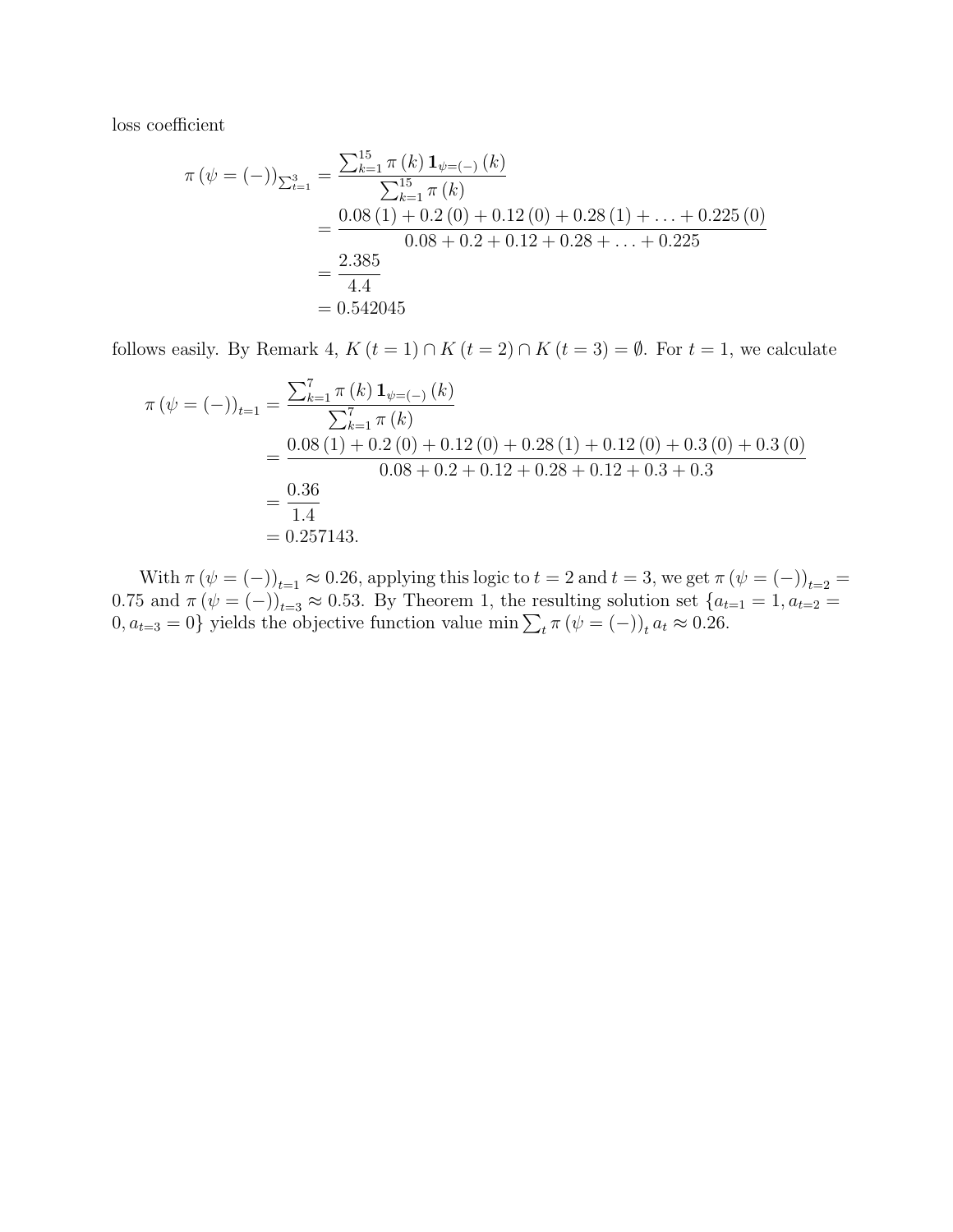loss coefficient

$$
\begin{aligned}
\pi\left(\psi=(-)\right)_{\sum_{t=1}^{3}} &= \frac{\sum_{k=1}^{15} \pi\left(k\right) \mathbf{1}_{\psi=(-)}\left(k\right)}{\sum_{k=1}^{15} \pi\left(k\right)} \\
&= \frac{0.08\left(1\right) + 0.2\left(0\right) + 0.12\left(0\right) + 0.28\left(1\right) + \ldots + 0.225\left(0\right)}{0.08 + 0.2 + 0.12 + 0.28 + \ldots + 0.225} \\
&= \frac{2.385}{4.4} \\
&= 0.542045
\end{aligned}
$$

follows easily. By Remark 4, $K\left(t=1\right) \cap K\left(t=2\right) \cap K\left(t=3\right) = \emptyset$. For $t=1$, we calculate

$$
\begin{aligned}
\pi\left(\psi=(-)\right)_{t=1} &= \frac{\sum_{k=1}^{7} \pi\left(k\right) \mathbf{1}_{\psi=(-)}\left(k\right)}{\sum_{k=1}^{7} \pi\left(k\right)} \\
&= \frac{0.08\left(1\right) + 0.2\left(0\right) + 0.12\left(0\right) + 0.28\left(1\right) + 0.12\left(0\right) + 0.3\left(0\right) + 0.3\left(0\right)}{0.08 + 0.2 + 0.12 + 0.28 + 0.12 + 0.3 + 0.3} \\
&= \frac{0.36}{1.4} \\
&= 0.257143.
\end{aligned}
$$

With $\pi\left(\psi=(-)\right)_{t=1} \approx 0.26$, applying this logic to $t=2$ and $t=3$, we get $\pi\left(\psi=(-)\right)_{t=2} = 0.75$ and $\pi\left(\psi=(-)\right)_{t=3} \approx 0.53$. By Theorem 1, the resulting solution set $\{a_{t=1}=1, a_{t=2}=0, a_{t=3}=0\}$ yields the objective function value $\min \sum_{t} \pi\left(\psi=(-)\right)_{t} a_{t} \approx 0.26$.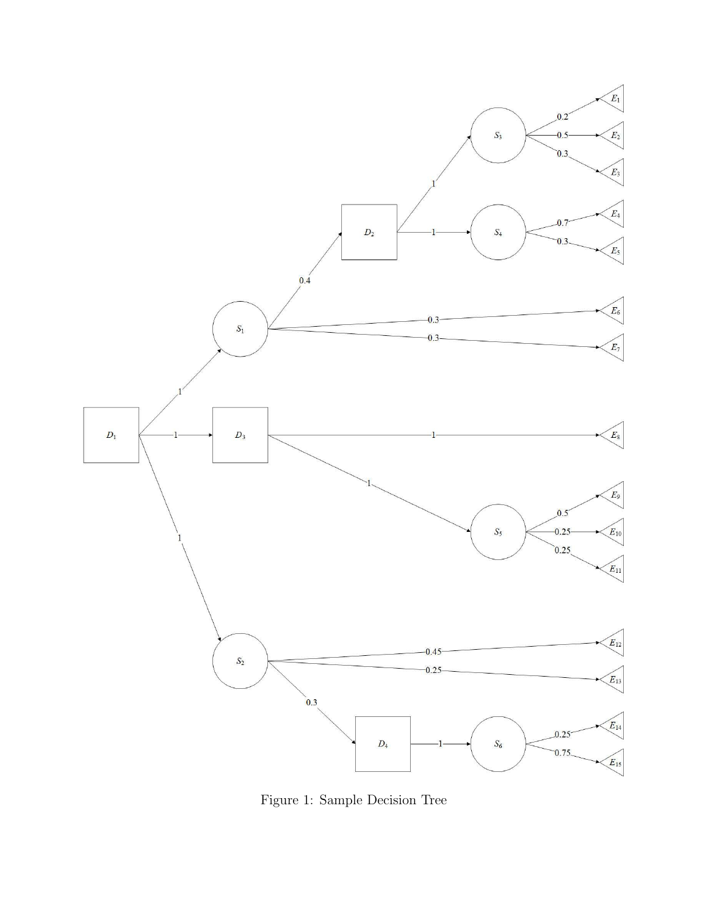$E_1$
0.2
$S_3$
0.5
$E_2$
0.3
$E_3$

1

$E_4$
$D_2$
1
$S_4$
0.7
0.3
$E_5$

0.4

$E_6$
0.3
$S_1$
0.3
$E_7$

1

$D_1$
1
$D_3$
1
$E_8$

1

$E_9$
0.5
1
$S_5$
0.25
$E_{10}$
0.25
$E_{11}$

$E_{12}$
0.45
$S_2$
0.25
$E_{13}$

0.3

$E_{14}$
0.25
$D_4$
1
$S_6$
0.75
$E_{15}$

Figure 1: Sample Decision Tree